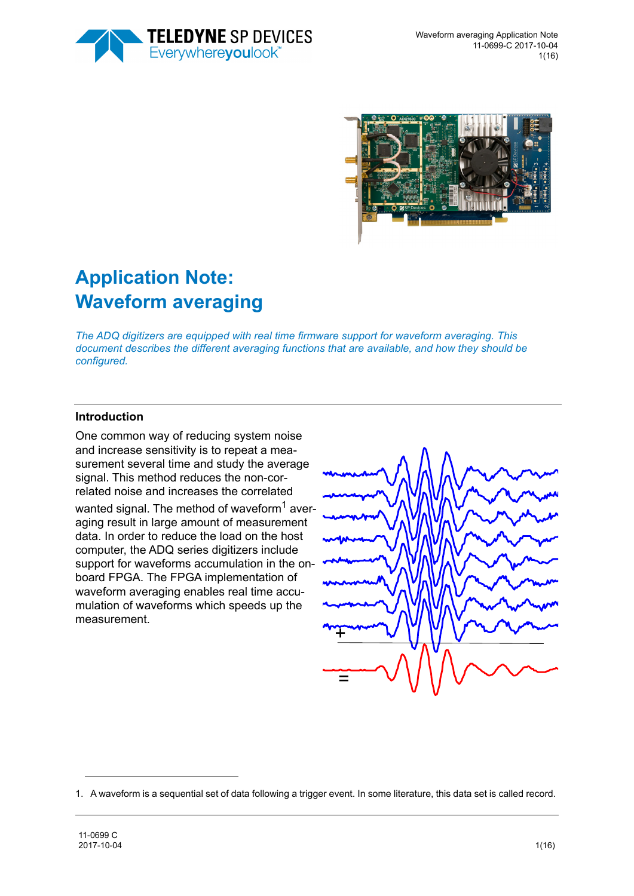# Application Note: Waveform averaging

*The ADQ digitizers are equipped with real time firmware support for waveform averaging. This document describes the different averaging functions that are available, and how they should be configured.*

## Introduction

One common way of reducing system noise and increase sensitivity is to repeat a measurement several time and study the average signal. This method reduces the non-correlated noise and increases the correlated wanted signal. The method of waveform[1] averaging result in large amount of measurement data. In order to reduce the load on the host computer, the ADQ series digitizers include support for waveforms accumulation in the on-board FPGA. The FPGA implementation of waveform averaging enables real time accumulation of waveforms which speeds up the measurement.

1. A waveform is a sequential set of data following a trigger event. In some literature, this data set is called record.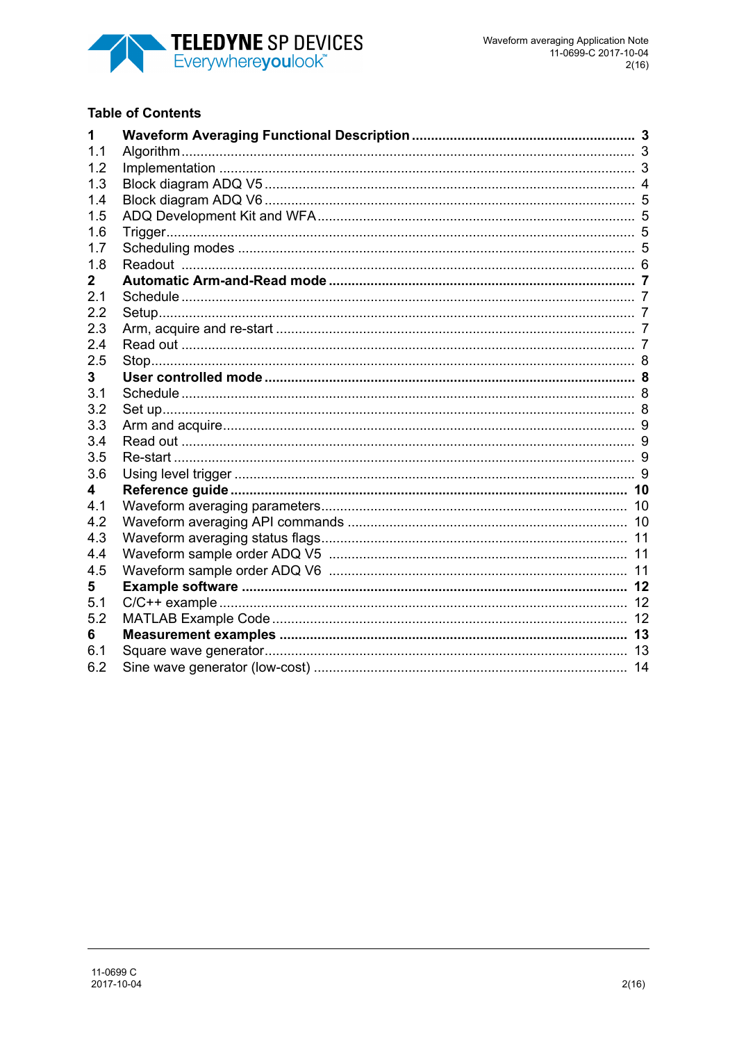## Table of Contents

**1 Waveform Averaging Functional Description .......... 3**
1.1 Algorithm .......... 3
1.2 Implementation .......... 3
1.3 Block diagram ADQ V5 .......... 4
1.4 Block diagram ADQ V6 .......... 5
1.5 ADQ Development Kit and WFA .......... 5
1.6 Trigger .......... 5
1.7 Scheduling modes .......... 5
1.8 Readout .......... 6
**2 Automatic Arm-and-Read mode .......... 7**
2.1 Schedule .......... 7
2.2 Setup .......... 7
2.3 Arm, acquire and re-start .......... 7
2.4 Read out .......... 7
2.5 Stop .......... 8
**3 User controlled mode .......... 8**
3.1 Schedule .......... 8
3.2 Set up .......... 8
3.3 Arm and acquire .......... 9
3.4 Read out .......... 9
3.5 Re-start .......... 9
3.6 Using level trigger .......... 9
**4 Reference guide .......... 10**
4.1 Waveform averaging parameters .......... 10
4.2 Waveform averaging API commands .......... 10
4.3 Waveform averaging status flags .......... 11
4.4 Waveform sample order ADQ V5 .......... 11
4.5 Waveform sample order ADQ V6 .......... 11
**5 Example software .......... 12**
5.1 C/C++ example .......... 12
5.2 MATLAB Example Code .......... 12
**6 Measurement examples .......... 13**
6.1 Square wave generator .......... 13
6.2 Sine wave generator (low-cost) .......... 14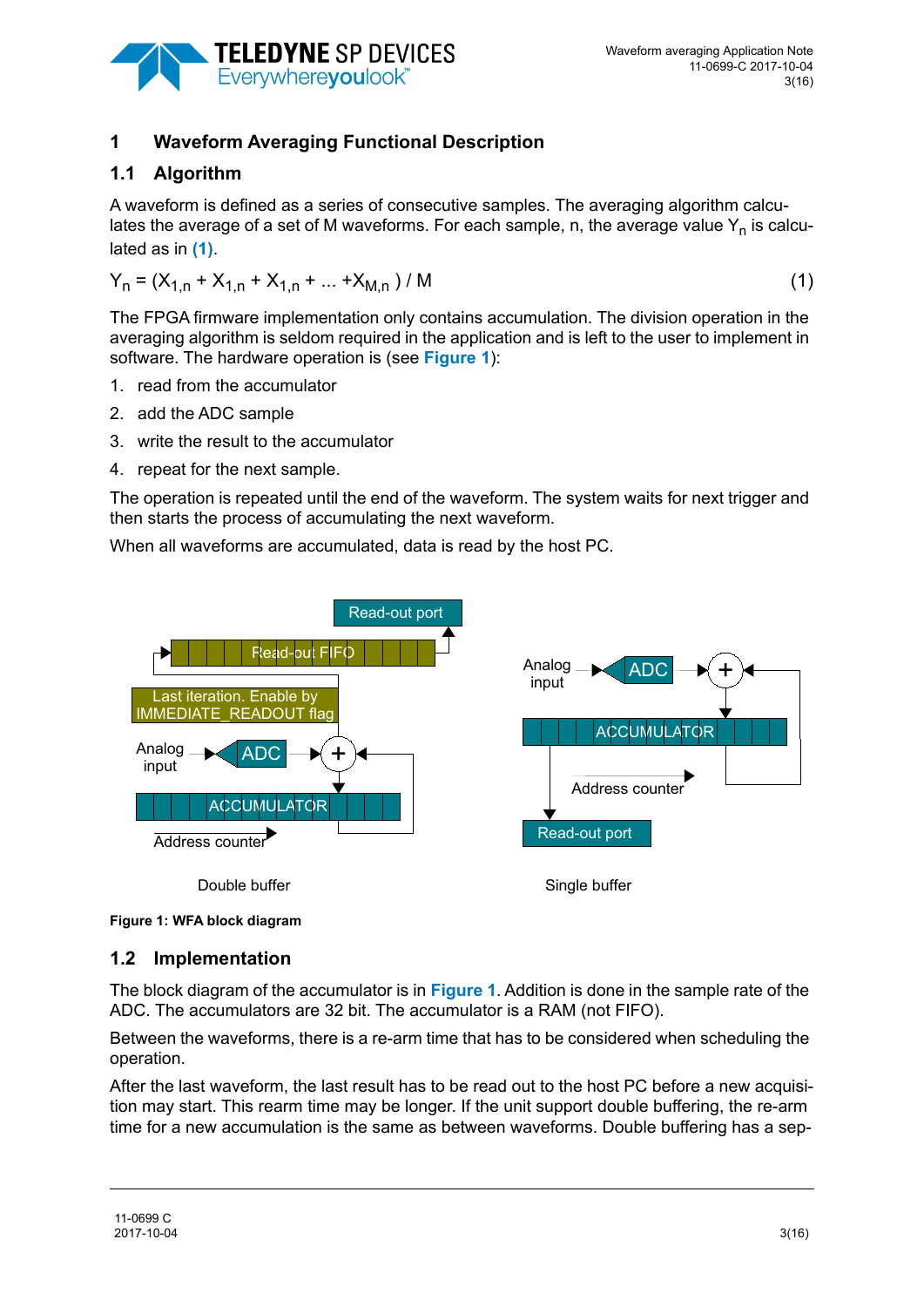# 1 Waveform Averaging Functional Description

## 1.1 Algorithm

A waveform is defined as a series of consecutive samples. The averaging algorithm calculates the average of a set of M waveforms. For each sample, n, the average value $Y_n$ is calculated as in (1).

$$Y_n = (X_{1,n} + X_{1,n} + X_{1,n} + ... + X_{M,n}) / M \quad (1)$$

The FPGA firmware implementation only contains accumulation. The division operation in the averaging algorithm is seldom required in the application and is left to the user to implement in software. The hardware operation is (see Figure 1):

1. read from the accumulator
2. add the ADC sample
3. write the result to the accumulator
4. repeat for the next sample.

The operation is repeated until the end of the waveform. The system waits for next trigger and then starts the process of accumulating the next waveform.

When all waveforms are accumulated, data is read by the host PC.

Figure 1: WFA block diagram

## 1.2 Implementation

The block diagram of the accumulator is in Figure 1. Addition is done in the sample rate of the ADC. The accumulators are 32 bit. The accumulator is a RAM (not FIFO).

Between the waveforms, there is a re-arm time that has to be considered when scheduling the operation.

After the last waveform, the last result has to be read out to the host PC before a new acquisition may start. This rearm time may be longer. If the unit support double buffering, the re-arm time for a new accumulation is the same as between waveforms. Double buffering has a sep-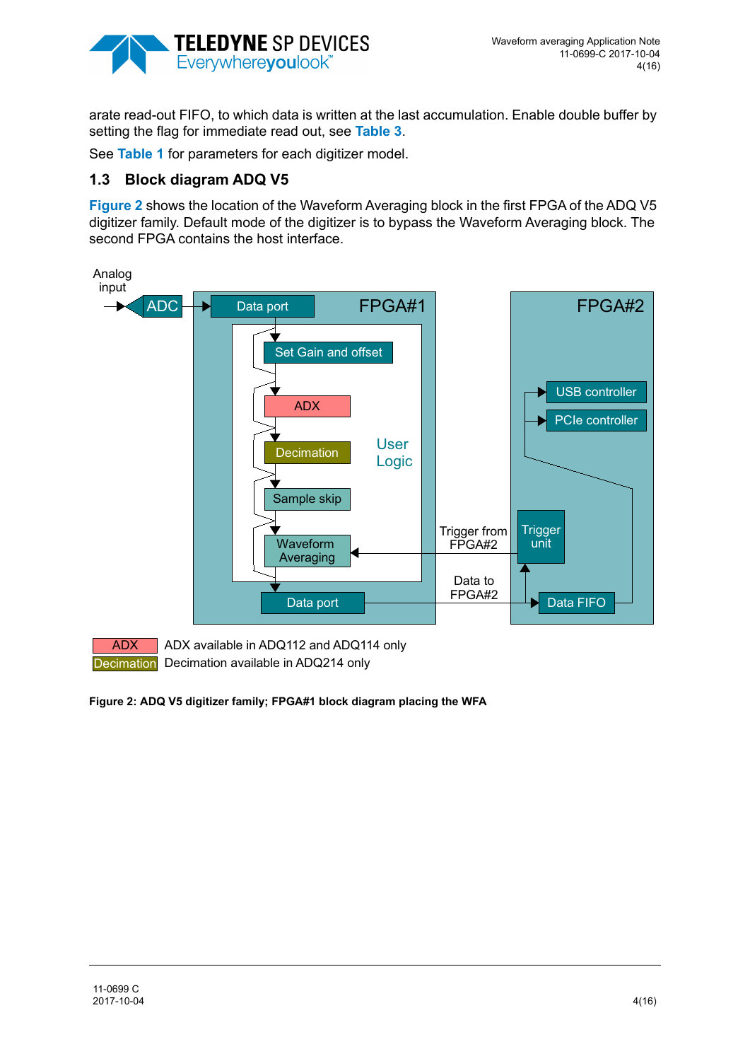arate read-out FIFO, to which data is written at the last accumulation. Enable double buffer by setting the flag for immediate read out, see **Table 3**.

See **Table 1** for parameters for each digitizer model.

## 1.3 Block diagram ADQ V5

**Figure 2** shows the location of the Waveform Averaging block in the first FPGA of the ADQ V5 digitizer family. Default mode of the digitizer is to bypass the Waveform Averaging block. The second FPGA contains the host interface.

Analog input

ADC

Data port

FPGA#1

Set Gain and offset

ADX

Decimation

User Logic

Sample skip

Waveform Averaging

Data port

Trigger from FPGA#2

Data to FPGA#2

FPGA#2

USB controller

PCIe controller

Trigger unit

Data FIFO

ADX — ADX available in ADQ112 and ADQ114 only

Decimation — Decimation available in ADQ214 only

**Figure 2: ADQ V5 digitizer family; FPGA#1 block diagram placing the WFA**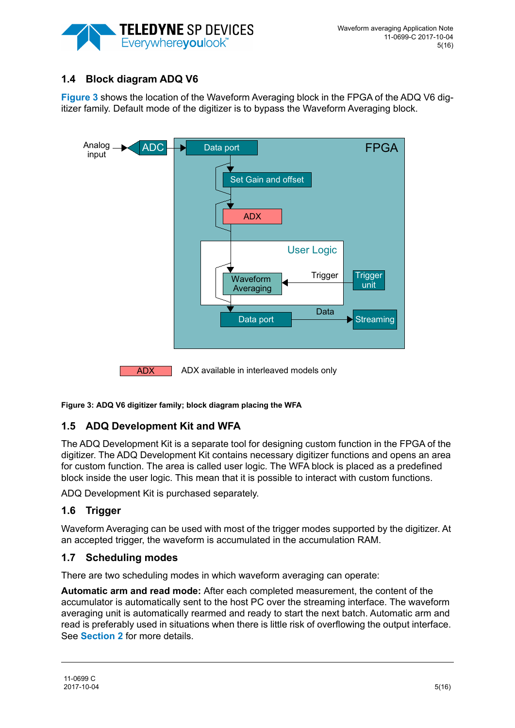## 1.4 Block diagram ADQ V6

**Figure 3** shows the location of the Waveform Averaging block in the FPGA of the ADQ V6 digitizer family. Default mode of the digitizer is to bypass the Waveform Averaging block.

Figure 3: ADQ V6 digitizer family; block diagram placing the WFA

## 1.5 ADQ Development Kit and WFA

The ADQ Development Kit is a separate tool for designing custom function in the FPGA of the digitizer. The ADQ Development Kit contains necessary digitizer functions and opens an area for custom function. The area is called user logic. The WFA block is placed as a predefined block inside the user logic. This mean that it is possible to interact with custom functions.

ADQ Development Kit is purchased separately.

## 1.6 Trigger

Waveform Averaging can be used with most of the trigger modes supported by the digitizer. At an accepted trigger, the waveform is accumulated in the accumulation RAM.

## 1.7 Scheduling modes

There are two scheduling modes in which waveform averaging can operate:

**Automatic arm and read mode:** After each completed measurement, the content of the accumulator is automatically sent to the host PC over the streaming interface. The waveform averaging unit is automatically rearmed and ready to start the next batch. Automatic arm and read is preferably used in situations when there is little risk of overflowing the output interface. See **Section 2** for more details.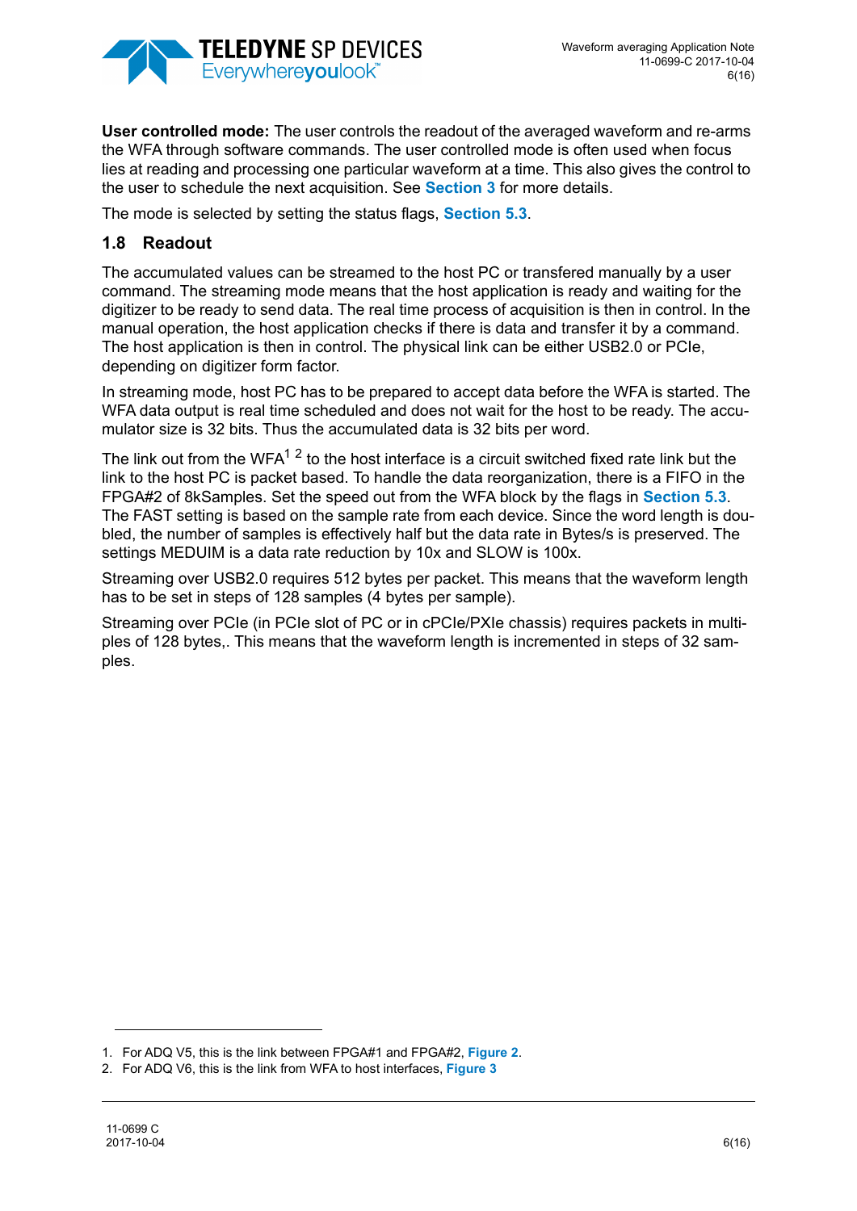**User controlled mode:** The user controls the readout of the averaged waveform and re-arms the WFA through software commands. The user controlled mode is often used when focus lies at reading and processing one particular waveform at a time. This also gives the control to the user to schedule the next acquisition. See **Section 3** for more details.

The mode is selected by setting the status flags, **Section 5.3**.

## 1.8 Readout

The accumulated values can be streamed to the host PC or transfered manually by a user command. The streaming mode means that the host application is ready and waiting for the digitizer to be ready to send data. The real time process of acquisition is then in control. In the manual operation, the host application checks if there is data and transfer it by a command. The host application is then in control. The physical link can be either USB2.0 or PCIe, depending on digitizer form factor.

In streaming mode, host PC has to be prepared to accept data before the WFA is started. The WFA data output is real time scheduled and does not wait for the host to be ready. The accumulator size is 32 bits. Thus the accumulated data is 32 bits per word.

The link out from the WFA[1] [2] to the host interface is a circuit switched fixed rate link but the link to the host PC is packet based. To handle the data reorganization, there is a FIFO in the FPGA#2 of 8kSamples. Set the speed out from the WFA block by the flags in **Section 5.3**. The FAST setting is based on the sample rate from each device. Since the word length is doubled, the number of samples is effectively half but the data rate in Bytes/s is preserved. The settings MEDUIM is a data rate reduction by 10x and SLOW is 100x.

Streaming over USB2.0 requires 512 bytes per packet. This means that the waveform length has to be set in steps of 128 samples (4 bytes per sample).

Streaming over PCIe (in PCIe slot of PC or in cPCIe/PXIe chassis) requires packets in multiples of 128 bytes,. This means that the waveform length is incremented in steps of 32 samples.

---

1. For ADQ V5, this is the link between FPGA#1 and FPGA#2, **Figure 2**.
2. For ADQ V6, this is the link from WFA to host interfaces, **Figure 3**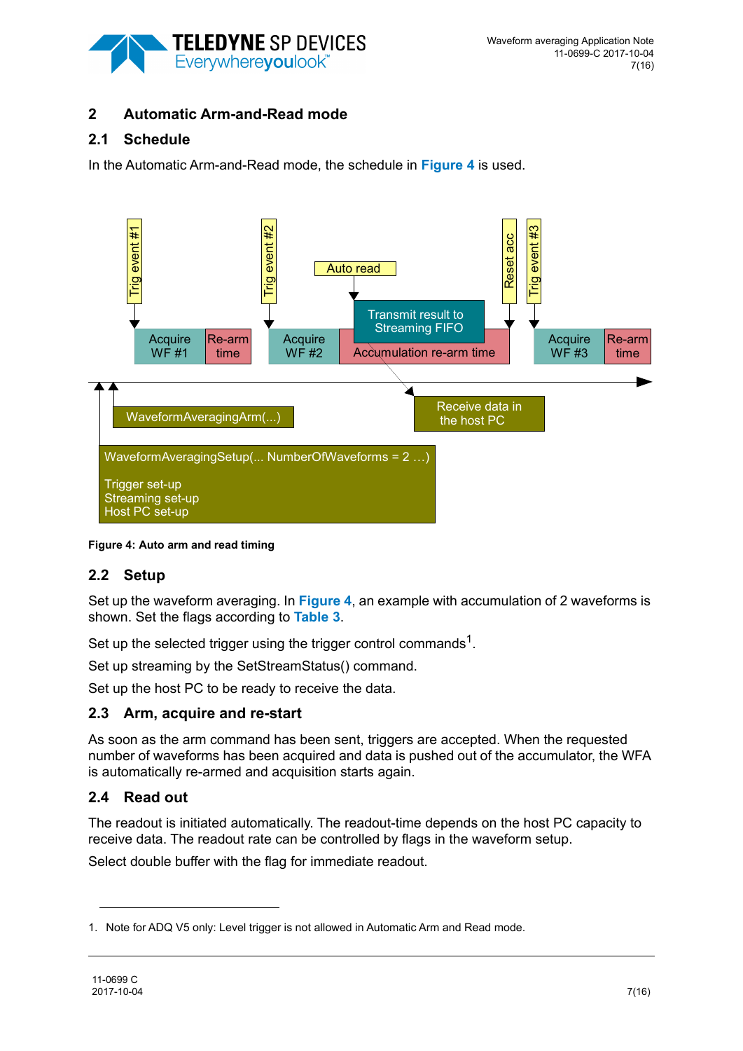# 2 Automatic Arm-and-Read mode

## 2.1 Schedule

In the Automatic Arm-and-Read mode, the schedule in Figure 4 is used.

Trig event #1 Trig event #2 Auto read Reset acc Trig event #3

Acquire WF #1 | Re-arm time | Acquire WF #2 | Transmit result to Streaming FIFO | Accumulation re-arm time | Acquire WF #3 | Re-arm time

WaveformAveragingArm(...)

Receive data in the host PC

WaveformAveragingSetup(... NumberOfWaveforms = 2 ...)

Trigger set-up
Streaming set-up
Host PC set-up

**Figure 4: Auto arm and read timing**

## 2.2 Setup

Set up the waveform averaging. In Figure 4, an example with accumulation of 2 waveforms is shown. Set the flags according to Table 3.

Set up the selected trigger using the trigger control commands[1].

Set up streaming by the SetStreamStatus() command.

Set up the host PC to be ready to receive the data.

## 2.3 Arm, acquire and re-start

As soon as the arm command has been sent, triggers are accepted. When the requested number of waveforms has been acquired and data is pushed out of the accumulator, the WFA is automatically re-armed and acquisition starts again.

## 2.4 Read out

The readout is initiated automatically. The readout-time depends on the host PC capacity to receive data. The readout rate can be controlled by flags in the waveform setup.

Select double buffer with the flag for immediate readout.

1. Note for ADQ V5 only: Level trigger is not allowed in Automatic Arm and Read mode.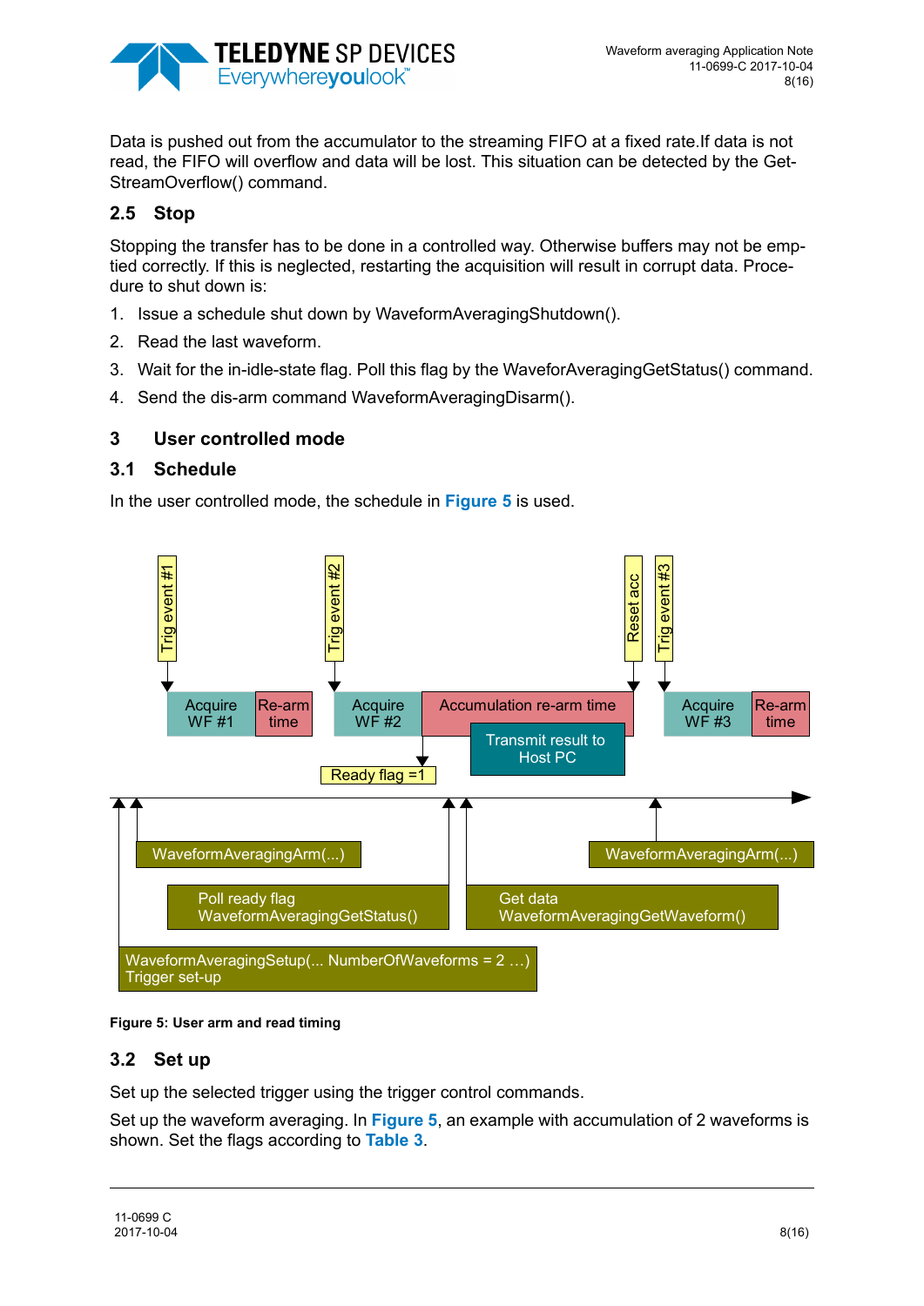Data is pushed out from the accumulator to the streaming FIFO at a fixed rate.If data is not read, the FIFO will overflow and data will be lost. This situation can be detected by the Get-StreamOverflow() command.

### 2.5 Stop

Stopping the transfer has to be done in a controlled way. Otherwise buffers may not be emptied correctly. If this is neglected, restarting the acquisition will result in corrupt data. Procedure to shut down is:

1. Issue a schedule shut down by WaveformAveragingShutdown().
2. Read the last waveform.
3. Wait for the in-idle-state flag. Poll this flag by the WaveforAveragingGetStatus() command.
4. Send the dis-arm command WaveformAveragingDisarm().

## 3 User controlled mode

### 3.1 Schedule

In the user controlled mode, the schedule in **Figure 5** is used.

Trig event #1 Trig event #2 Reset acc Trig event #3

Acquire WF #1 | Re-arm time | Acquire WF #2 | Accumulation re-arm time | Transmit result to Host PC | Acquire WF #3 | Re-arm time

Ready flag =1

WaveformAveragingArm(...) WaveformAveragingArm(...)

Poll ready flag WaveformAveragingGetStatus() Get data WaveformAveragingGetWaveform()

WaveformAveragingSetup(... NumberOfWaveforms = 2 …) Trigger set-up

**Figure 5: User arm and read timing**

### 3.2 Set up

Set up the selected trigger using the trigger control commands.

Set up the waveform averaging. In **Figure 5**, an example with accumulation of 2 waveforms is shown. Set the flags according to **Table 3**.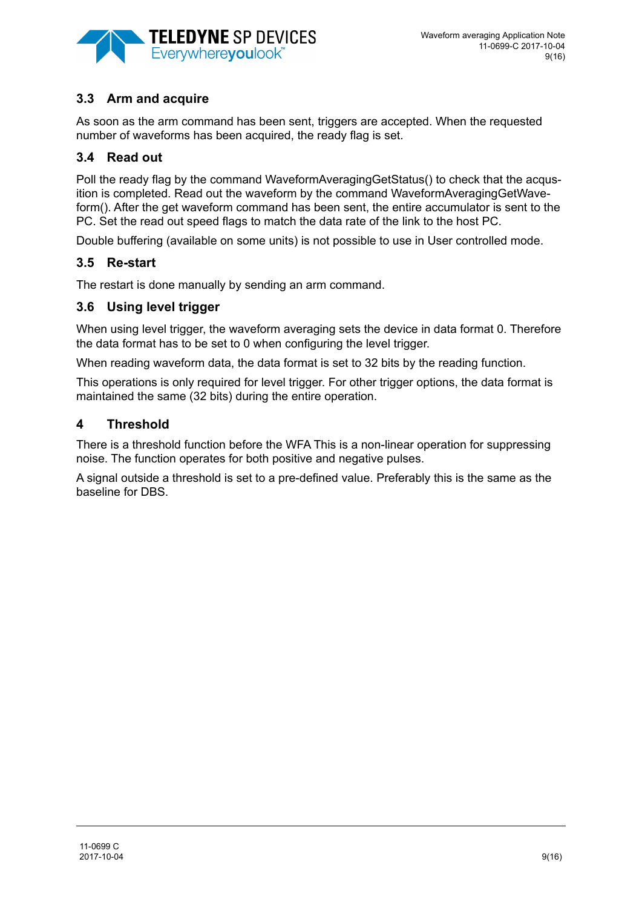### 3.3 Arm and acquire

As soon as the arm command has been sent, triggers are accepted. When the requested number of waveforms has been acquired, the ready flag is set.

### 3.4 Read out

Poll the ready flag by the command WaveformAveragingGetStatus() to check that the acquisition is completed. Read out the waveform by the command WaveformAveragingGetWaveform(). After the get waveform command has been sent, the entire accumulator is sent to the PC. Set the read out speed flags to match the data rate of the link to the host PC.

Double buffering (available on some units) is not possible to use in User controlled mode.

### 3.5 Re-start

The restart is done manually by sending an arm command.

### 3.6 Using level trigger

When using level trigger, the waveform averaging sets the device in data format 0. Therefore the data format has to be set to 0 when configuring the level trigger.

When reading waveform data, the data format is set to 32 bits by the reading function.

This operations is only required for level trigger. For other trigger options, the data format is maintained the same (32 bits) during the entire operation.

## 4 Threshold

There is a threshold function before the WFA This is a non-linear operation for suppressing noise. The function operates for both positive and negative pulses.

A signal outside a threshold is set to a pre-defined value. Preferably this is the same as the baseline for DBS.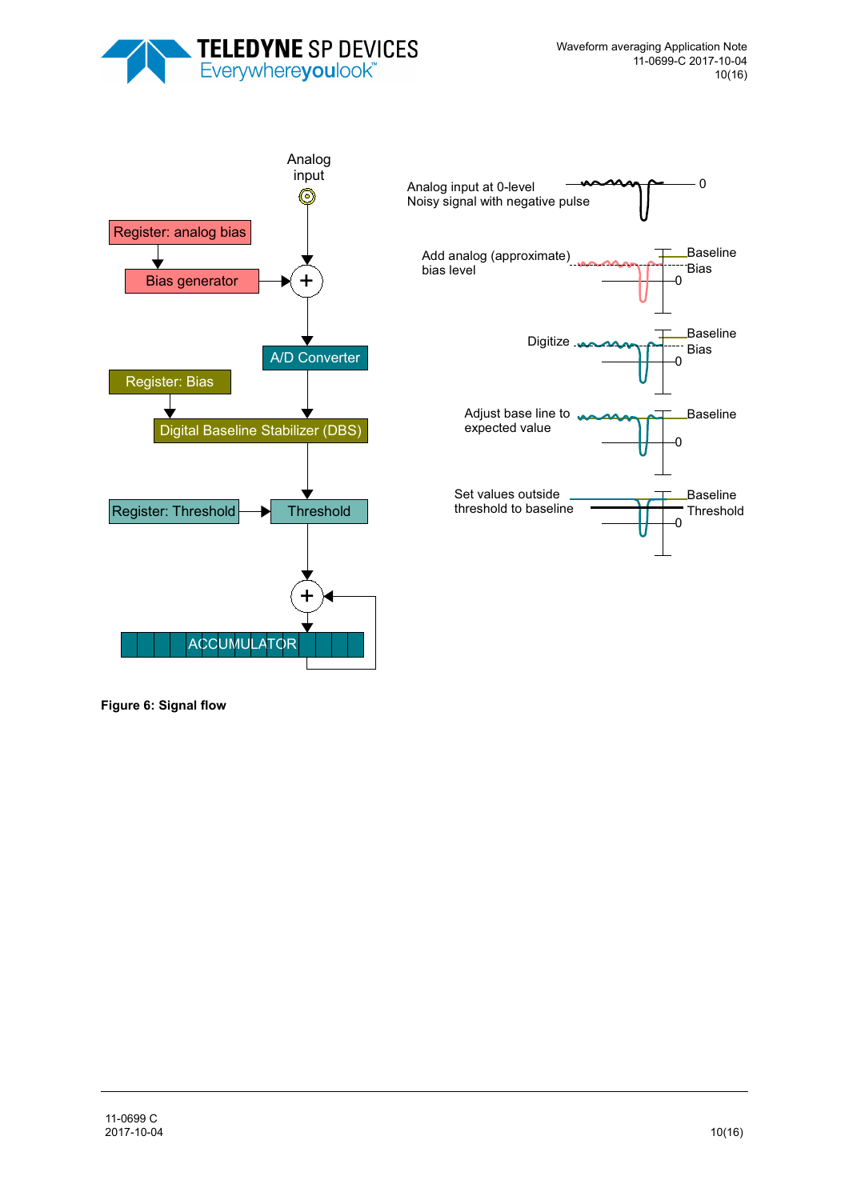**Figure 6: Signal flow**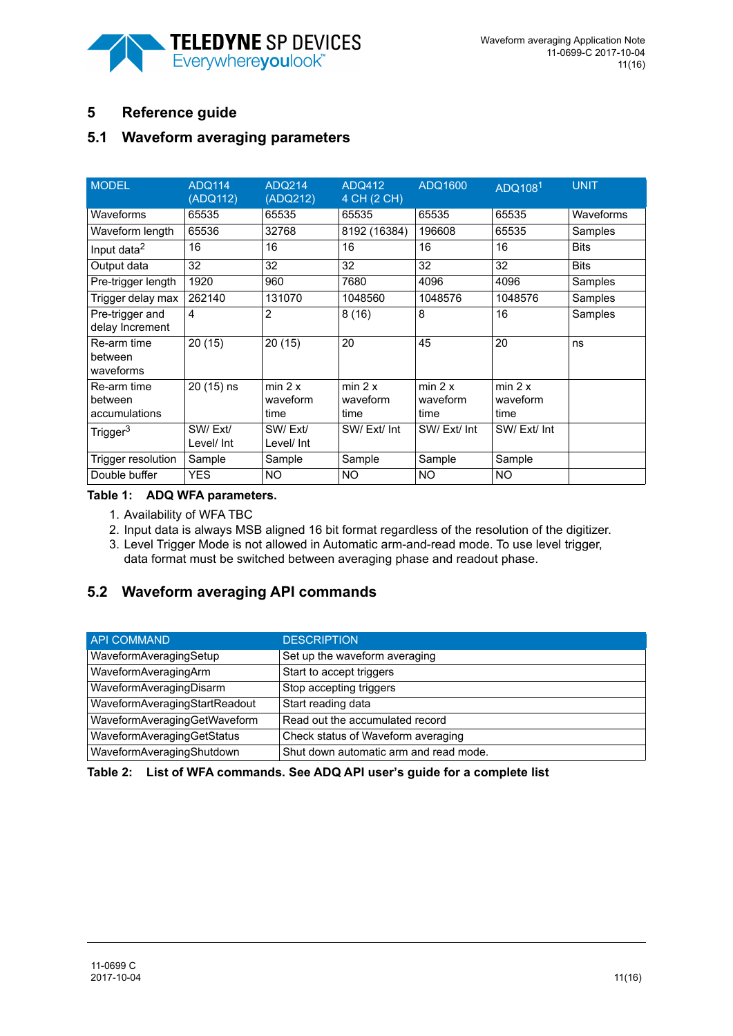# 5 Reference guide

## 5.1 Waveform averaging parameters

| MODEL | ADQ114 (ADQ112) | ADQ214 (ADQ212) | ADQ412 4 CH (2 CH) | ADQ1600 | ADQ108[1] | UNIT |
|---|---|---|---|---|---|---|
| Waveforms | 65535 | 65535 | 65535 | 65535 | 65535 | Waveforms |
| Waveform length | 65536 | 32768 | 8192 (16384) | 196608 | 65535 | Samples |
| Input data[2] | 16 | 16 | 16 | 16 | 16 | Bits |
| Output data | 32 | 32 | 32 | 32 | 32 | Bits |
| Pre-trigger length | 1920 | 960 | 7680 | 4096 | 4096 | Samples |
| Trigger delay max | 262140 | 131070 | 1048560 | 1048576 | 1048576 | Samples |
| Pre-trigger and delay Increment | 4 | 2 | 8 (16) | 8 | 16 | Samples |
| Re-arm time between waveforms | 20 (15) | 20 (15) | 20 | 45 | 20 | ns |
| Re-arm time between accumulations | 20 (15) ns | min 2 x waveform time | min 2 x waveform time | min 2 x waveform time | min 2 x waveform time | |
| Trigger[3] | SW/ Ext/ Level/ Int | SW/ Ext/ Level/ Int | SW/ Ext/ Int | SW/ Ext/ Int | SW/ Ext/ Int | |
| Trigger resolution | Sample | Sample | Sample | Sample | Sample | |
| Double buffer | YES | NO | NO | NO | NO | |

**Table 1: ADQ WFA parameters.**

1. Availability of WFA TBC
2. Input data is always MSB aligned 16 bit format regardless of the resolution of the digitizer.
3. Level Trigger Mode is not allowed in Automatic arm-and-read mode. To use level trigger, data format must be switched between averaging phase and readout phase.

## 5.2 Waveform averaging API commands

| API COMMAND | DESCRIPTION |
|---|---|
| WaveformAveragingSetup | Set up the waveform averaging |
| WaveformAveragingArm | Start to accept triggers |
| WaveformAveragingDisarm | Stop accepting triggers |
| WaveformAveragingStartReadout | Start reading data |
| WaveformAveragingGetWaveform | Read out the accumulated record |
| WaveformAveragingGetStatus | Check status of Waveform averaging |
| WaveformAveragingShutdown | Shut down automatic arm and read mode. |

**Table 2: List of WFA commands. See ADQ API user's guide for a complete list**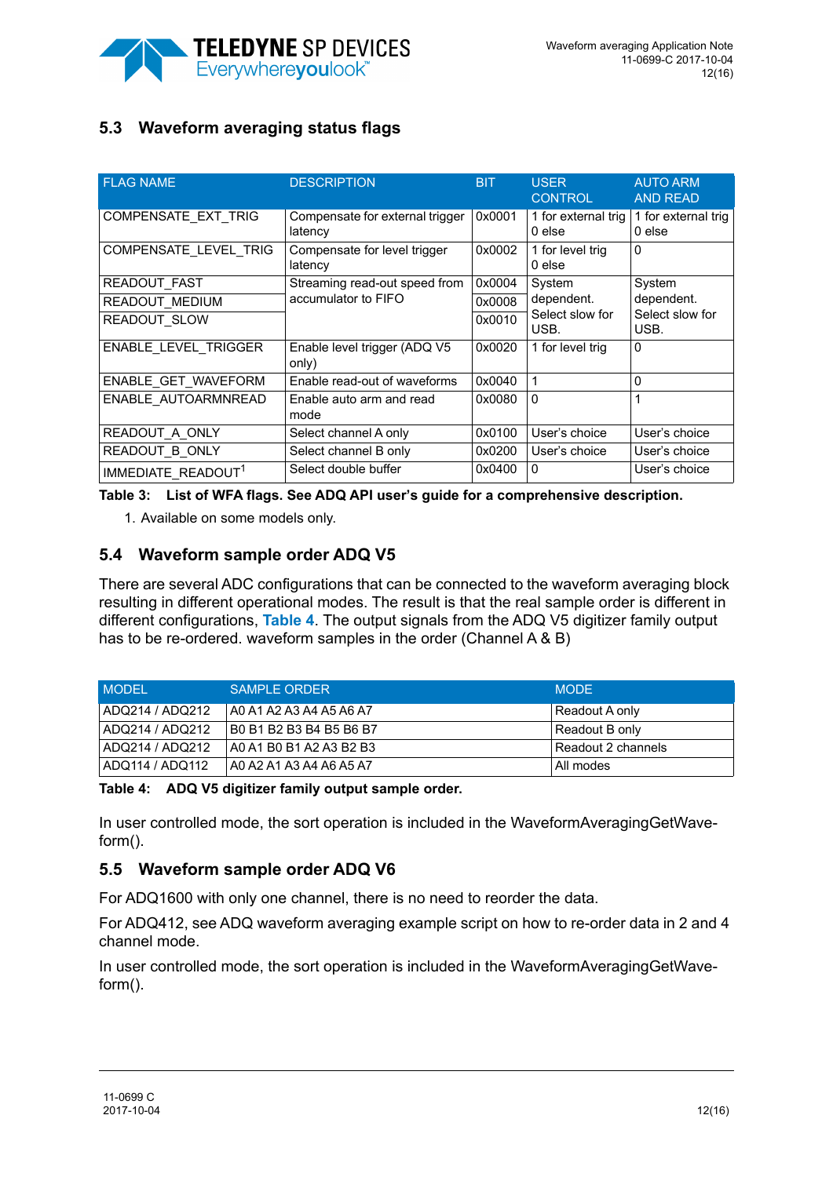## 5.3 Waveform averaging status flags

| FLAG NAME | DESCRIPTION | BIT | USER CONTROL | AUTO ARM AND READ |
|---|---|---|---|---|
| COMPENSATE_EXT_TRIG | Compensate for external trigger latency | 0x0001 | 1 for external trig 0 else | 1 for external trig 0 else |
| COMPENSATE_LEVEL_TRIG | Compensate for level trigger latency | 0x0002 | 1 for level trig 0 else | 0 |
| READOUT_FAST | Streaming read-out speed from accumulator to FIFO | 0x0004 | System dependent. Select slow for USB. | System dependent. Select slow for USB. |
| READOUT_MEDIUM | | 0x0008 | | |
| READOUT_SLOW | | 0x0010 | | |
| ENABLE_LEVEL_TRIGGER | Enable level trigger (ADQ V5 only) | 0x0020 | 1 for level trig | 0 |
| ENABLE_GET_WAVEFORM | Enable read-out of waveforms | 0x0040 | 1 | 0 |
| ENABLE_AUTOARMNREAD | Enable auto arm and read mode | 0x0080 | 0 | 1 |
| READOUT_A_ONLY | Select channel A only | 0x0100 | User's choice | User's choice |
| READOUT_B_ONLY | Select channel B only | 0x0200 | User's choice | User's choice |
| IMMEDIATE_READOUT[1] | Select double buffer | 0x0400 | 0 | User's choice |

**Table 3: List of WFA flags. See ADQ API user's guide for a comprehensive description.**

1. Available on some models only.

## 5.4 Waveform sample order ADQ V5

There are several ADC configurations that can be connected to the waveform averaging block resulting in different operational modes. The result is that the real sample order is different in different configurations, Table 4. The output signals from the ADQ V5 digitizer family output has to be re-ordered. waveform samples in the order (Channel A & B)

| MODEL | SAMPLE ORDER | MODE |
|---|---|---|
| ADQ214 / ADQ212 | A0 A1 A2 A3 A4 A5 A6 A7 | Readout A only |
| ADQ214 / ADQ212 | B0 B1 B2 B3 B4 B5 B6 B7 | Readout B only |
| ADQ214 / ADQ212 | A0 A1 B0 B1 A2 A3 B2 B3 | Readout 2 channels |
| ADQ114 / ADQ112 | A0 A2 A1 A3 A4 A6 A5 A7 | All modes |

**Table 4: ADQ V5 digitizer family output sample order.**

In user controlled mode, the sort operation is included in the WaveformAveragingGetWaveform().

## 5.5 Waveform sample order ADQ V6

For ADQ1600 with only one channel, there is no need to reorder the data.

For ADQ412, see ADQ waveform averaging example script on how to re-order data in 2 and 4 channel mode.

In user controlled mode, the sort operation is included in the WaveformAveragingGetWaveform().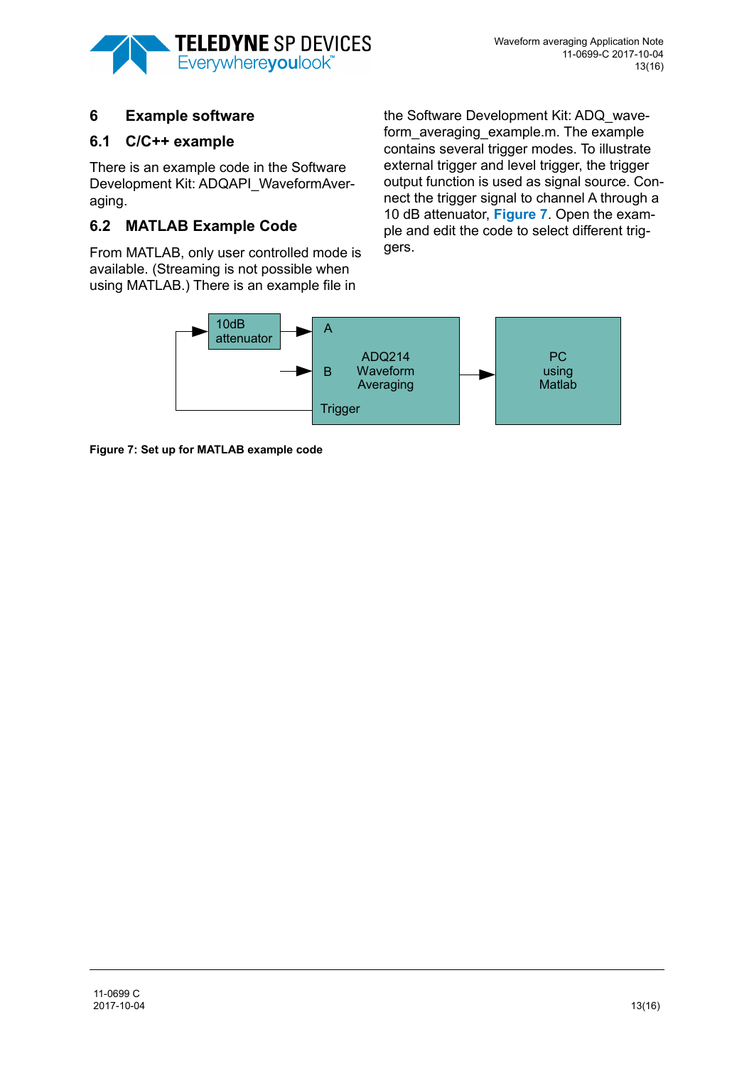# 6 Example software

## 6.1 C/C++ example

There is an example code in the Software Development Kit: ADQAPI_WaveformAveraging.

## 6.2 MATLAB Example Code

From MATLAB, only user controlled mode is available. (Streaming is not possible when using MATLAB.) There is an example file in the Software Development Kit: ADQ_waveform_averaging_example.m. The example contains several trigger modes. To illustrate external trigger and level trigger, the trigger output function is used as signal source. Connect the trigger signal to channel A through a 10 dB attenuator, **Figure 7**. Open the example and edit the code to select different triggers.

**Figure 7: Set up for MATLAB example code**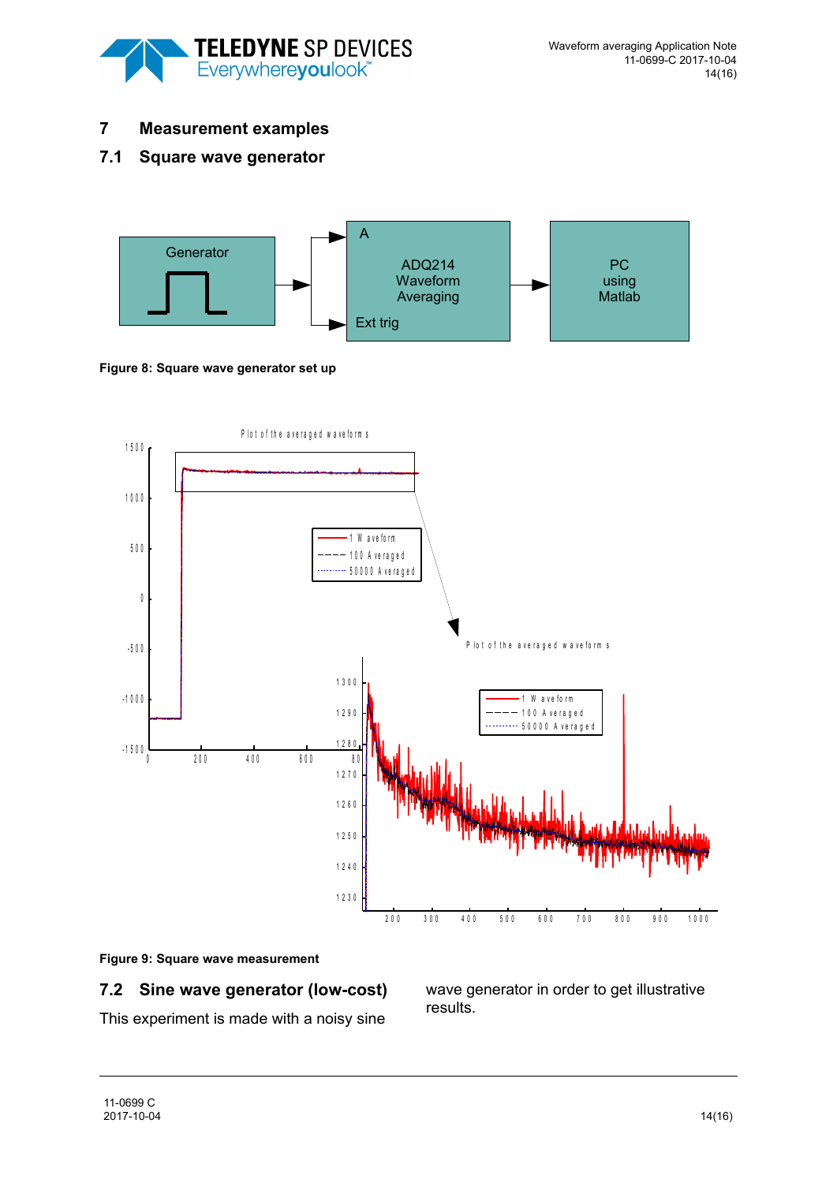## 7 Measurement examples

### 7.1 Square wave generator

Generator

A

ADQ214
Waveform
Averaging

Ext trig

PC
using
Matlab

**Figure 8: Square wave generator set up**

Plot of the averaged waveforms

1 Waveform
100 Averaged
50000 Averaged

**Figure 9: Square wave measurement**

### 7.2 Sine wave generator (low-cost)

This experiment is made with a noisy sine wave generator in order to get illustrative results.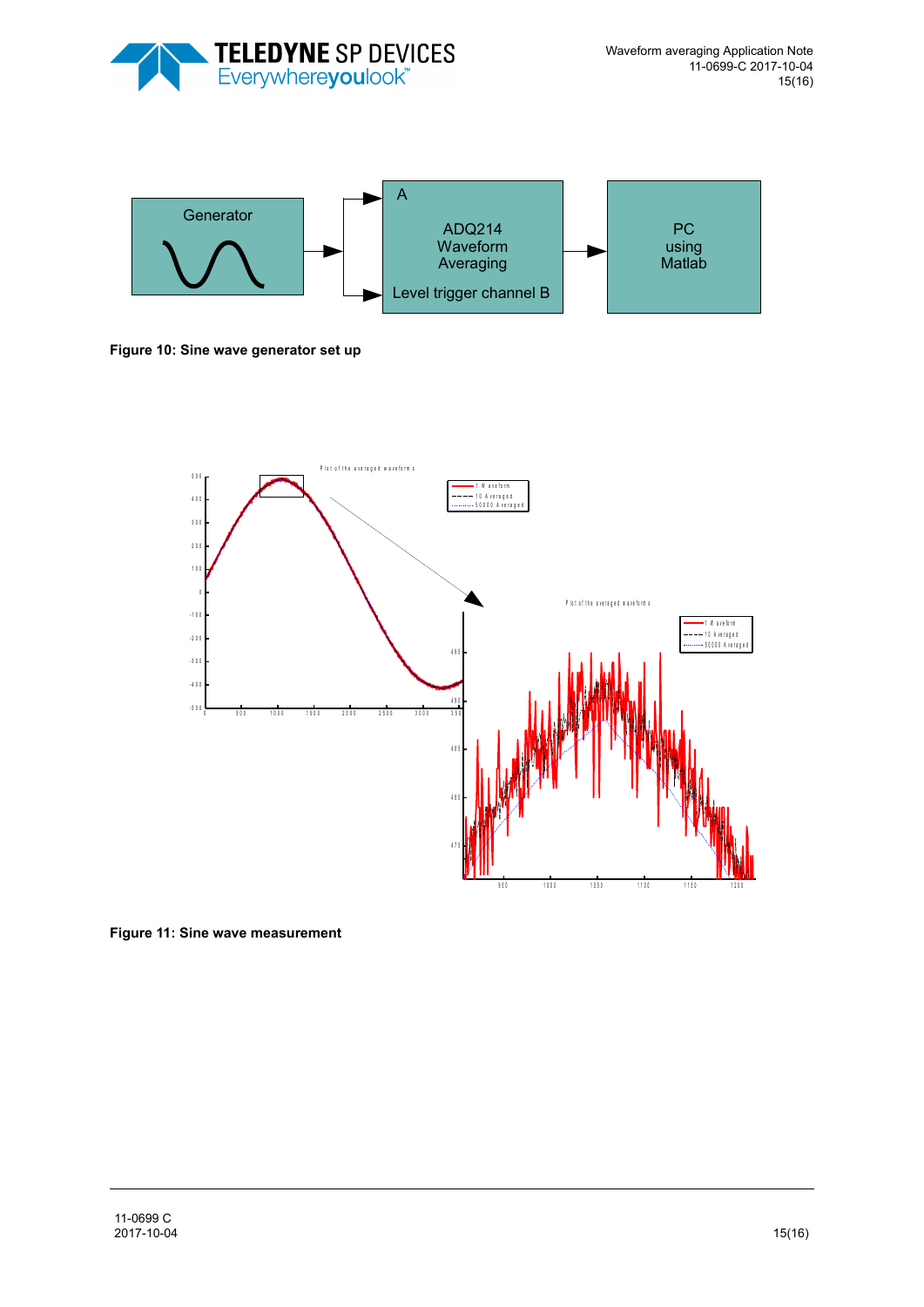Figure 10: Sine wave generator set up

Figure 11: Sine wave measurement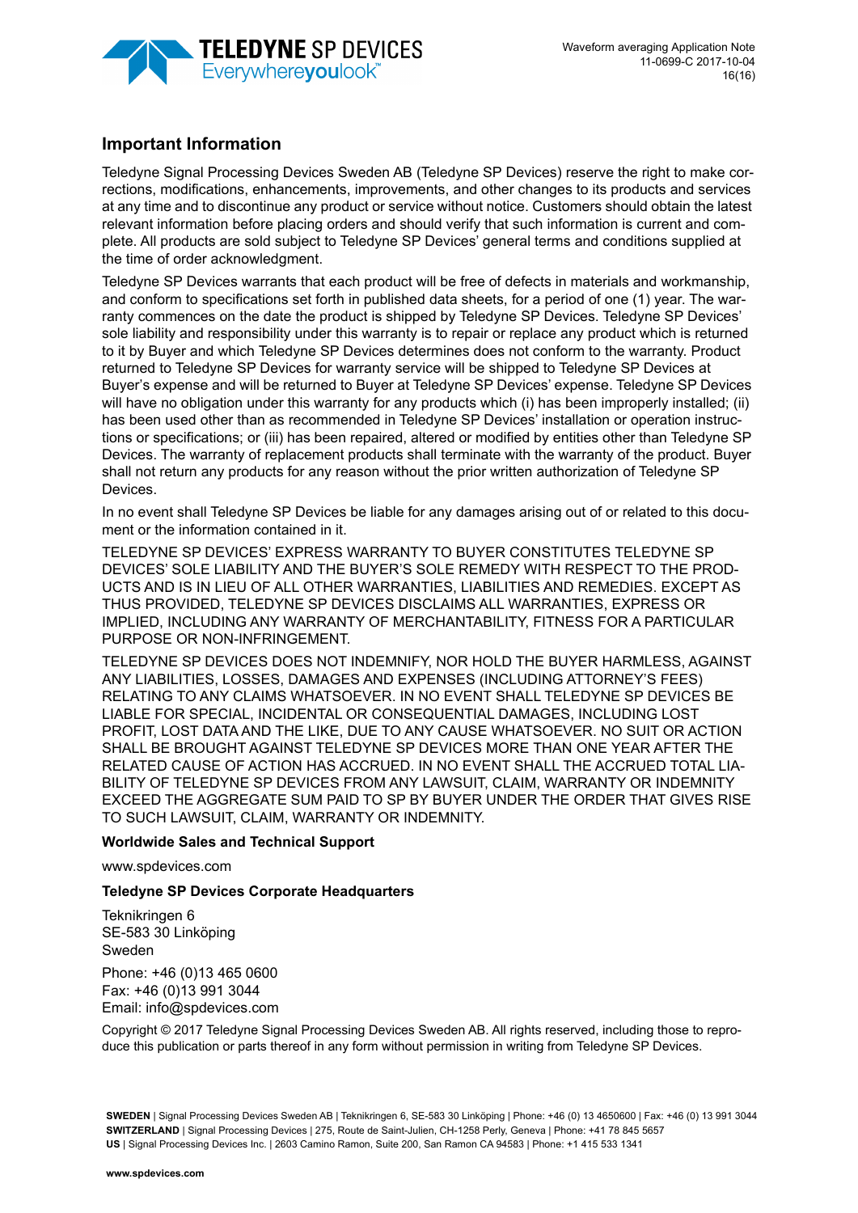## Important Information

Teledyne Signal Processing Devices Sweden AB (Teledyne SP Devices) reserve the right to make corrections, modifications, enhancements, improvements, and other changes to its products and services at any time and to discontinue any product or service without notice. Customers should obtain the latest relevant information before placing orders and should verify that such information is current and complete. All products are sold subject to Teledyne SP Devices' general terms and conditions supplied at the time of order acknowledgment.

Teledyne SP Devices warrants that each product will be free of defects in materials and workmanship, and conform to specifications set forth in published data sheets, for a period of one (1) year. The warranty commences on the date the product is shipped by Teledyne SP Devices. Teledyne SP Devices' sole liability and responsibility under this warranty is to repair or replace any product which is returned to it by Buyer and which Teledyne SP Devices determines does not conform to the warranty. Product returned to Teledyne SP Devices for warranty service will be shipped to Teledyne SP Devices at Buyer's expense and will be returned to Buyer at Teledyne SP Devices' expense. Teledyne SP Devices will have no obligation under this warranty for any products which (i) has been improperly installed; (ii) has been used other than as recommended in Teledyne SP Devices' installation or operation instructions or specifications; or (iii) has been repaired, altered or modified by entities other than Teledyne SP Devices. The warranty of replacement products shall terminate with the warranty of the product. Buyer shall not return any products for any reason without the prior written authorization of Teledyne SP Devices.

In no event shall Teledyne SP Devices be liable for any damages arising out of or related to this document or the information contained in it.

TELEDYNE SP DEVICES' EXPRESS WARRANTY TO BUYER CONSTITUTES TELEDYNE SP DEVICES' SOLE LIABILITY AND THE BUYER'S SOLE REMEDY WITH RESPECT TO THE PRODUCTS AND IS IN LIEU OF ALL OTHER WARRANTIES, LIABILITIES AND REMEDIES. EXCEPT AS THUS PROVIDED, TELEDYNE SP DEVICES DISCLAIMS ALL WARRANTIES, EXPRESS OR IMPLIED, INCLUDING ANY WARRANTY OF MERCHANTABILITY, FITNESS FOR A PARTICULAR PURPOSE OR NON-INFRINGEMENT.

TELEDYNE SP DEVICES DOES NOT INDEMNIFY, NOR HOLD THE BUYER HARMLESS, AGAINST ANY LIABILITIES, LOSSES, DAMAGES AND EXPENSES (INCLUDING ATTORNEY'S FEES) RELATING TO ANY CLAIMS WHATSOEVER. IN NO EVENT SHALL TELEDYNE SP DEVICES BE LIABLE FOR SPECIAL, INCIDENTAL OR CONSEQUENTIAL DAMAGES, INCLUDING LOST PROFIT, LOST DATA AND THE LIKE, DUE TO ANY CAUSE WHATSOEVER. NO SUIT OR ACTION SHALL BE BROUGHT AGAINST TELEDYNE SP DEVICES MORE THAN ONE YEAR AFTER THE RELATED CAUSE OF ACTION HAS ACCRUED. IN NO EVENT SHALL THE ACCRUED TOTAL LIABILITY OF TELEDYNE SP DEVICES FROM ANY LAWSUIT, CLAIM, WARRANTY OR INDEMNITY EXCEED THE AGGREGATE SUM PAID TO SP BY BUYER UNDER THE ORDER THAT GIVES RISE TO SUCH LAWSUIT, CLAIM, WARRANTY OR INDEMNITY.

**Worldwide Sales and Technical Support**

www.spdevices.com

**Teledyne SP Devices Corporate Headquarters**

Teknikringen 6
SE-583 30 Linköping
Sweden

Phone: +46 (0)13 465 0600
Fax: +46 (0)13 991 3044
Email: info@spdevices.com

Copyright © 2017 Teledyne Signal Processing Devices Sweden AB. All rights reserved, including those to reproduce this publication or parts thereof in any form without permission in writing from Teledyne SP Devices.

**SWEDEN** | Signal Processing Devices Sweden AB | Teknikringen 6, SE-583 30 Linköping | Phone: +46 (0) 13 4650600 | Fax: +46 (0) 13 991 3044
**SWITZERLAND** | Signal Processing Devices | 275, Route de Saint-Julien, CH-1258 Perly, Geneva | Phone: +41 78 845 5657
**US** | Signal Processing Devices Inc. | 2603 Camino Ramon, Suite 200, San Ramon CA 94583 | Phone: +1 415 533 1341